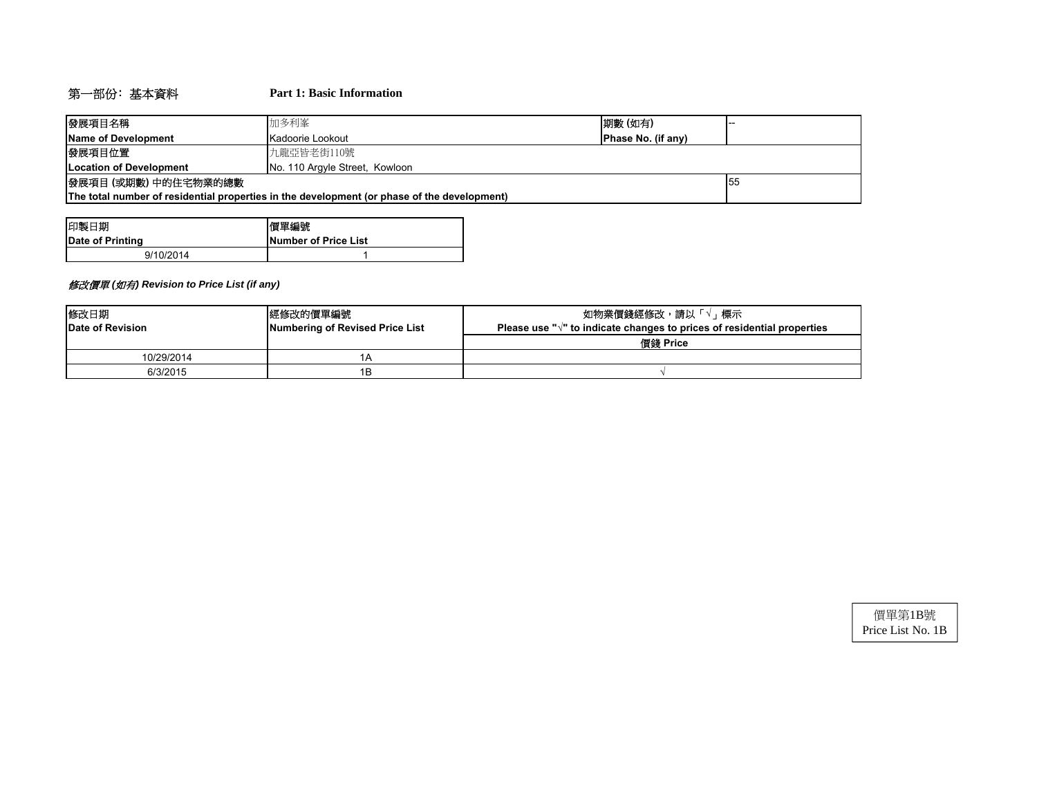## 第一部份：基本資料　　Part 1: Basic Information

| 發展項目名稱 Name of Development | 加多利峯 Kadoorie Lookout | 期數 (如有) Phase No. (if any) | -- |
|---|---|---|---|
| 發展項目位置 Location of Development | 九龍亞皆老街110號 No. 110 Argyle Street, Kowloon | | |
| 發展項目 (或期數) 中的住宅物業的總數 The total number of residential properties in the development (or phase of the development) | | | 55 |

| 印製日期 Date of Printing | 價單編號 Number of Price List |
|---|---|
| 9/10/2014 | 1 |

*修改價單 (如有) Revision to Price List (if any)*

| 修改日期 Date of Revision | 經修改的價單編號 Numbering of Revised Price List | 如物業價錢經修改，請以「√」標示 Please use "√" to indicate changes to prices of residential properties |
|---|---|---|
| | | 價錢 Price |
| 10/29/2014 | 1A | |
| 6/3/2015 | 1B | √ |

價單第1B號
Price List No. 1B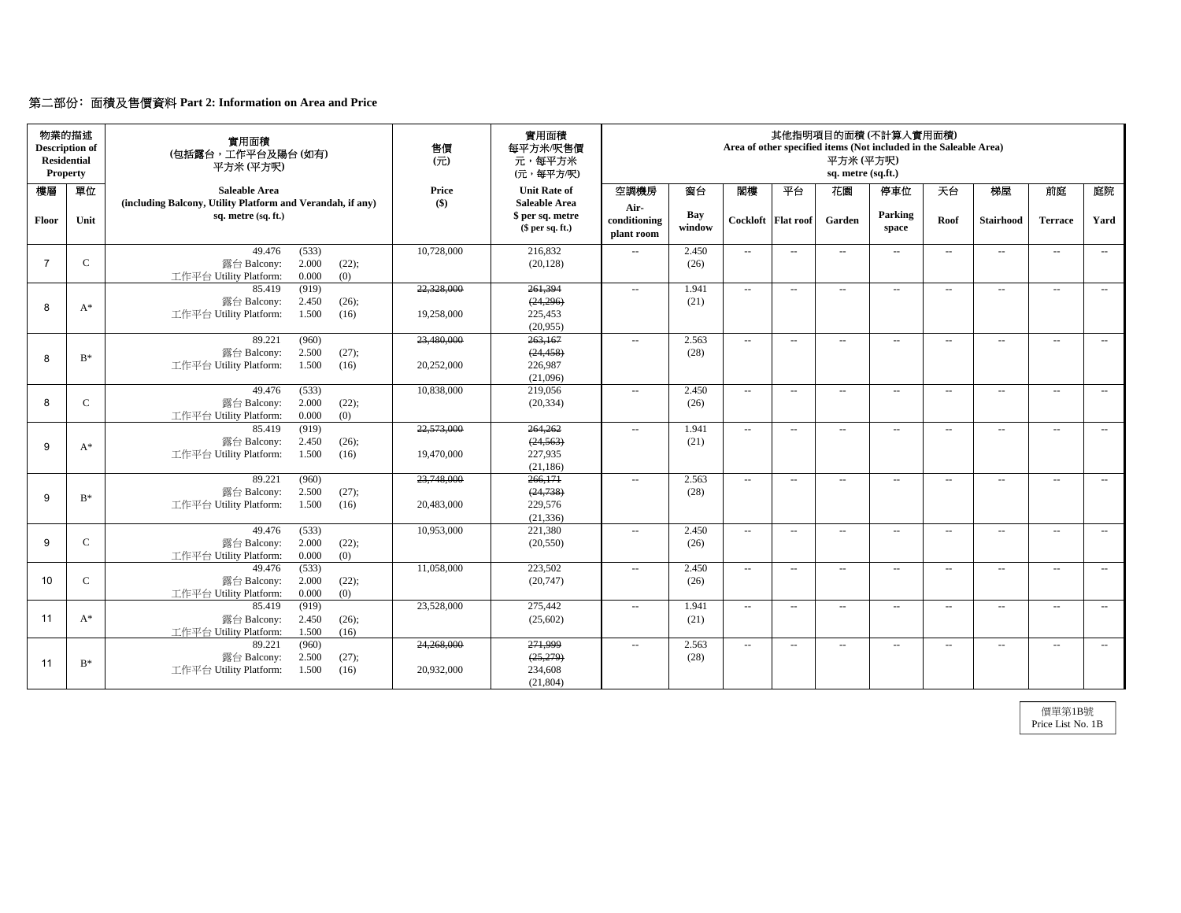第二部份：面積及售價資料 **Part 2: Information on Area and Price**

| 物業的描述 Description of Residential Property | | 實用面積 (包括露台，工作平台及陽台 (如有)) 平方米 (平方呎) | 售價 (元) | 實用面積 每平方米/呎售價 元，每平方米 (元，每平方呎) | 其他指明項目的面積 (不計算入實用面積) Area of other specified items (Not included in the Saleable Area) 平方米 (平方呎) sq. metre (sq.ft.) | | | | | | | | | |
|---|---|---|---|---|---|---|---|---|---|---|---|---|---|---|
| 樓層 Floor | 單位 Unit | Saleable Area (including Balcony, Utility Platform and Verandah, if any) sq. metre (sq. ft.) | Price ($) | Unit Rate of Saleable Area $ per sq. metre ($ per sq. ft.) | 空調機房 Air-conditioning plant room | 窗台 Bay window | 閣樓 Cockloft | 平台 Flat roof | 花園 Garden | 停車位 Parking space | 天台 Roof | 梯屋 Stairhood | 前庭 Terrace | 庭院 Yard |
| 7 | C | 49.476 (533) 露台 Balcony: 2.000 (22); 工作平台 Utility Platform: 0.000 (0) | 10,728,000 | 216,832 (20,128) | -- | 2.450 (26) | -- | -- | -- | -- | -- | -- | -- | -- |
| 8 | A* | 85.419 (919) 露台 Balcony: 2.450 (26); 工作平台 Utility Platform: 1.500 (16) | ~~22,328,000~~ 19,258,000 | ~~261,394~~ ~~(24,296)~~ 225,453 (20,955) | -- | 1.941 (21) | -- | -- | -- | -- | -- | -- | -- | -- |
| 8 | B* | 89.221 (960) 露台 Balcony: 2.500 (27); 工作平台 Utility Platform: 1.500 (16) | ~~23,480,000~~ 20,252,000 | ~~263,167~~ ~~(24,458)~~ 226,987 (21,096) | -- | 2.563 (28) | -- | -- | -- | -- | -- | -- | -- | -- |
| 8 | C | 49.476 (533) 露台 Balcony: 2.000 (22); 工作平台 Utility Platform: 0.000 (0) | 10,838,000 | 219,056 (20,334) | -- | 2.450 (26) | -- | -- | -- | -- | -- | -- | -- | -- |
| 9 | A* | 85.419 (919) 露台 Balcony: 2.450 (26); 工作平台 Utility Platform: 1.500 (16) | ~~22,573,000~~ 19,470,000 | ~~264,262~~ ~~(24,563)~~ 227,935 (21,186) | -- | 1.941 (21) | -- | -- | -- | -- | -- | -- | -- | -- |
| 9 | B* | 89.221 (960) 露台 Balcony: 2.500 (27); 工作平台 Utility Platform: 1.500 (16) | ~~23,748,000~~ 20,483,000 | ~~266,171~~ ~~(24,738)~~ 229,576 (21,336) | -- | 2.563 (28) | -- | -- | -- | -- | -- | -- | -- | -- |
| 9 | C | 49.476 (533) 露台 Balcony: 2.000 (22); 工作平台 Utility Platform: 0.000 (0) | 10,953,000 | 221,380 (20,550) | -- | 2.450 (26) | -- | -- | -- | -- | -- | -- | -- | -- |
| 10 | C | 49.476 (533) 露台 Balcony: 2.000 (22); 工作平台 Utility Platform: 0.000 (0) | 11,058,000 | 223,502 (20,747) | -- | 2.450 (26) | -- | -- | -- | -- | -- | -- | -- | -- |
| 11 | A* | 85.419 (919) 露台 Balcony: 2.450 (26); 工作平台 Utility Platform: 1.500 (16) | 23,528,000 | 275,442 (25,602) | -- | 1.941 (21) | -- | -- | -- | -- | -- | -- | -- | -- |
| 11 | B* | 89.221 (960) 露台 Balcony: 2.500 (27); 工作平台 Utility Platform: 1.500 (16) | ~~24,268,000~~ 20,932,000 | ~~271,999~~ ~~(25,279)~~ 234,608 (21,804) | -- | 2.563 (28) | -- | -- | -- | -- | -- | -- | -- | -- |

價單第1B號
Price List No. 1B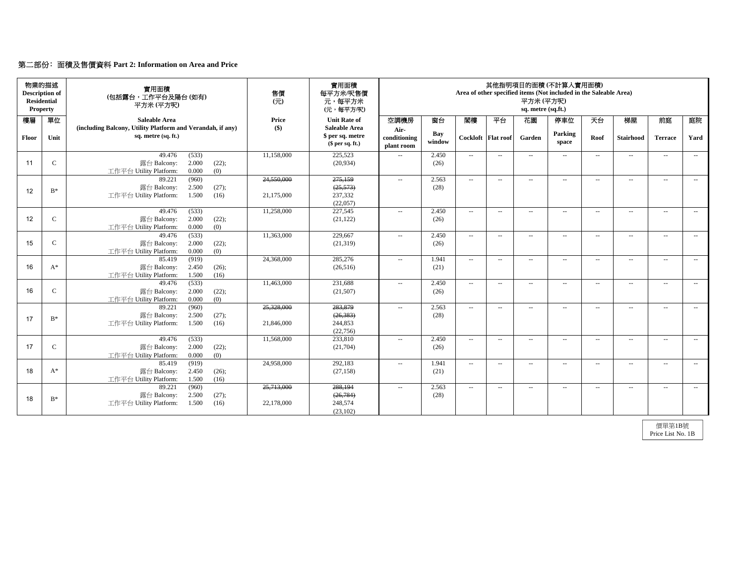## 第二部份：面積及售價資料 Part 2: Information on Area and Price

| 物業的描述 Description of Residential Property | | 實用面積 (包括露台，工作平台及陽台 (如有)) 平方米 (平方呎) | 售價 (元) | 實用面積 每平方米/呎售價 元，每平方米 (元，每平方/呎) | 其他指明項目的面積 (不計算入實用面積) Area of other specified items (Not included in the Saleable Area) 平方米 (平方呎) sq. metre (sq.ft.) | | | | | | | | | |
|---|---|---|---|---|---|---|---|---|---|---|---|---|---|---|
| 樓層 Floor | 單位 Unit | Saleable Area (including Balcony, Utility Platform and Verandah, if any) sq. metre (sq. ft.) | Price ($) | Unit Rate of Saleable Area $ per sq. metre ($ per sq. ft.) | 空調機房 Air-conditioning plant room | 窗台 Bay window | 閣樓 Cockloft | 平台 Flat roof | 花園 Garden | 停車位 Parking space | 天台 Roof | 梯屋 Stairhood | 前庭 Terrace | 庭院 Yard |
| 11 | C | 49.476 (533) 露台 Balcony: 2.000 (22); 工作平台 Utility Platform: 0.000 (0) | 11,158,000 | 225,523 (20,934) | -- | 2.450 (26) | -- | -- | -- | -- | -- | -- | -- | -- |
| 12 | B* | 89.221 (960) 露台 Balcony: 2.500 (27); 工作平台 Utility Platform: 1.500 (16) | ~~24,550,000~~ 21,175,000 | ~~275,159 (25,573)~~ 237,332 (22,057) | -- | 2.563 (28) | -- | -- | -- | -- | -- | -- | -- | -- |
| 12 | C | 49.476 (533) 露台 Balcony: 2.000 (22); 工作平台 Utility Platform: 0.000 (0) | 11,258,000 | 227,545 (21,122) | -- | 2.450 (26) | -- | -- | -- | -- | -- | -- | -- | -- |
| 15 | C | 49.476 (533) 露台 Balcony: 2.000 (22); 工作平台 Utility Platform: 0.000 (0) | 11,363,000 | 229,667 (21,319) | -- | 2.450 (26) | -- | -- | -- | -- | -- | -- | -- | -- |
| 16 | A* | 85.419 (919) 露台 Balcony: 2.450 (26); 工作平台 Utility Platform: 1.500 (16) | 24,368,000 | 285,276 (26,516) | -- | 1.941 (21) | -- | -- | -- | -- | -- | -- | -- | -- |
| 16 | C | 49.476 (533) 露台 Balcony: 2.000 (22); 工作平台 Utility Platform: 0.000 (0) | 11,463,000 | 231,688 (21,507) | -- | 2.450 (26) | -- | -- | -- | -- | -- | -- | -- | -- |
| 17 | B* | 89.221 (960) 露台 Balcony: 2.500 (27); 工作平台 Utility Platform: 1.500 (16) | ~~25,328,000~~ 21,846,000 | ~~283,879 (26,383)~~ 244,853 (22,756) | -- | 2.563 (28) | -- | -- | -- | -- | -- | -- | -- | -- |
| 17 | C | 49.476 (533) 露台 Balcony: 2.000 (22); 工作平台 Utility Platform: 0.000 (0) | 11,568,000 | 233,810 (21,704) | -- | 2.450 (26) | -- | -- | -- | -- | -- | -- | -- | -- |
| 18 | A* | 85.419 (919) 露台 Balcony: 2.450 (26); 工作平台 Utility Platform: 1.500 (16) | 24,958,000 | 292,183 (27,158) | -- | 1.941 (21) | -- | -- | -- | -- | -- | -- | -- | -- |
| 18 | B* | 89.221 (960) 露台 Balcony: 2.500 (27); 工作平台 Utility Platform: 1.500 (16) | ~~25,713,000~~ 22,178,000 | ~~288,194 (26,784)~~ 248,574 (23,102) | -- | 2.563 (28) | -- | -- | -- | -- | -- | -- | -- | -- |

價單第1B號
Price List No. 1B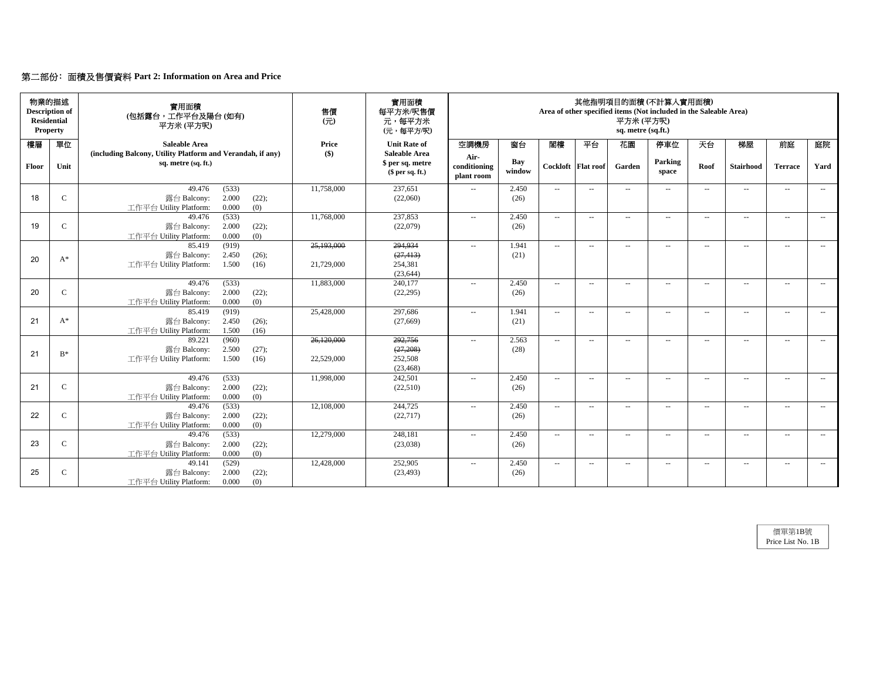## 第二部份：面積及售價資料 Part 2: Information on Area and Price

| 物業的描述 Description of Residential Property | | 實用面積 (包括露台，工作平台及陽台 (如有)) 平方米 (平方呎) | 售價 (元) | 實用面積 每平方米/呎售價 元，每平方米 (元，每平方/呎) | 其他指明項目的面積 (不計算入實用面積) Area of other specified items (Not included in the Saleable Area) 平方米 (平方呎) sq. metre (sq.ft.) | | | | | | | | | |
|---|---|---|---|---|---|---|---|---|---|---|---|---|---|---|
| 樓層 Floor | 單位 Unit | Saleable Area (including Balcony, Utility Platform and Verandah, if any) sq. metre (sq. ft.) | Price ($) | Unit Rate of Saleable Area $ per sq. metre ($ per sq. ft.) | 空調機房 Air-conditioning plant room | 窗台 Bay window | 閣樓 Cockloft | 平台 Flat roof | 花園 Garden | 停車位 Parking space | 天台 Roof | 梯屋 Stairhood | 前庭 Terrace | 庭院 Yard |
| 18 | C | 49.476 (533) 露台 Balcony: 2.000 (22); 工作平台 Utility Platform: 0.000 (0) | 11,758,000 | 237,651 (22,060) | -- | 2.450 (26) | -- | -- | -- | -- | -- | -- | -- | -- |
| 19 | C | 49.476 (533) 露台 Balcony: 2.000 (22); 工作平台 Utility Platform: 0.000 (0) | 11,768,000 | 237,853 (22,079) | -- | 2.450 (26) | -- | -- | -- | -- | -- | -- | -- | -- |
| 20 | A* | 85.419 (919) 露台 Balcony: 2.450 (26); 工作平台 Utility Platform: 1.500 (16) | ~~25,193,000~~ 21,729,000 | ~~294,934~~ ~~(27,413)~~ 254,381 (23,644) | -- | 1.941 (21) | -- | -- | -- | -- | -- | -- | -- | -- |
| 20 | C | 49.476 (533) 露台 Balcony: 2.000 (22); 工作平台 Utility Platform: 0.000 (0) | 11,883,000 | 240,177 (22,295) | -- | 2.450 (26) | -- | -- | -- | -- | -- | -- | -- | -- |
| 21 | A* | 85.419 (919) 露台 Balcony: 2.450 (26); 工作平台 Utility Platform: 1.500 (16) | 25,428,000 | 297,686 (27,669) | -- | 1.941 (21) | -- | -- | -- | -- | -- | -- | -- | -- |
| 21 | B* | 89.221 (960) 露台 Balcony: 2.500 (27); 工作平台 Utility Platform: 1.500 (16) | ~~26,120,000~~ 22,529,000 | ~~292,756~~ ~~(27,208)~~ 252,508 (23,468) | -- | 2.563 (28) | -- | -- | -- | -- | -- | -- | -- | -- |
| 21 | C | 49.476 (533) 露台 Balcony: 2.000 (22); 工作平台 Utility Platform: 0.000 (0) | 11,998,000 | 242,501 (22,510) | -- | 2.450 (26) | -- | -- | -- | -- | -- | -- | -- | -- |
| 22 | C | 49.476 (533) 露台 Balcony: 2.000 (22); 工作平台 Utility Platform: 0.000 (0) | 12,108,000 | 244,725 (22,717) | -- | 2.450 (26) | -- | -- | -- | -- | -- | -- | -- | -- |
| 23 | C | 49.476 (533) 露台 Balcony: 2.000 (22); 工作平台 Utility Platform: 0.000 (0) | 12,279,000 | 248,181 (23,038) | -- | 2.450 (26) | -- | -- | -- | -- | -- | -- | -- | -- |
| 25 | C | 49.141 (529) 露台 Balcony: 2.000 (22); 工作平台 Utility Platform: 0.000 (0) | 12,428,000 | 252,905 (23,493) | -- | 2.450 (26) | -- | -- | -- | -- | -- | -- | -- | -- |

價單第1B號
Price List No. 1B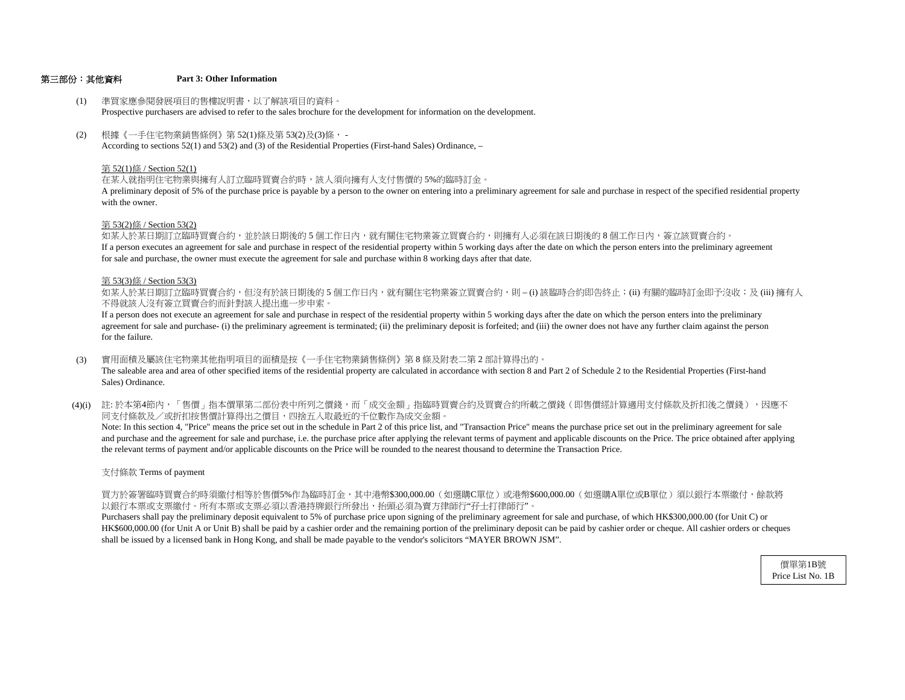## 第三部份：其他資料　Part 3: Other Information

(1) 準買家應參閱發展項目的售樓說明書，以了解該項目的資料。
Prospective purchasers are advised to refer to the sales brochure for the development for information on the development.

(2) 根據《一手住宅物業銷售條例》第 52(1)條及第 53(2)及(3)條， -
According to sections 52(1) and 53(2) and (3) of the Residential Properties (First-hand Sales) Ordinance, –

第 52(1)條 / Section 52(1)
在某人就指明住宅物業與擁有人訂立臨時買賣合約時，該人須向擁有人支付售價的 5%的臨時訂金。
A preliminary deposit of 5% of the purchase price is payable by a person to the owner on entering into a preliminary agreement for sale and purchase in respect of the specified residential property with the owner.

第 53(2)條 / Section 53(2)
如某人於某日期訂立臨時買賣合約，並於該日期後的 5 個工作日內，就有關住宅物業簽立買賣合約，則擁有人必須在該日期後的 8 個工作日內，簽立該買賣合約。
If a person executes an agreement for sale and purchase in respect of the residential property within 5 working days after the date on which the person enters into the preliminary agreement for sale and purchase, the owner must execute the agreement for sale and purchase within 8 working days after that date.

第 53(3)條 / Section 53(3)
如某人於某日期訂立臨時買賣合約，但沒有於該日期後的 5 個工作日內，就有關住宅物業簽立買賣合約，則 – (i) 該臨時合約即告終止；(ii) 有關的臨時訂金即予沒收；及 (iii) 擁有人不得就該人沒有簽立買賣合約而針對該人提出進一步申索。
If a person does not execute an agreement for sale and purchase in respect of the residential property within 5 working days after the date on which the person enters into the preliminary agreement for sale and purchase- (i) the preliminary agreement is terminated; (ii) the preliminary deposit is forfeited; and (iii) the owner does not have any further claim against the person for the failure.

(3) 實用面積及屬該住宅物業其他指明項目的面積是按《一手住宅物業銷售條例》第 8 條及附表二第 2 部計算得出的。
The saleable area and area of other specified items of the residential property are calculated in accordance with section 8 and Part 2 of Schedule 2 to the Residential Properties (First-hand Sales) Ordinance.

(4)(i) 註: 於本第4節內，「售價」指本價單第二部份表中所列之價錢，而「成交金額」指臨時買賣合約及買賣合約所載之價錢（即售價經計算適用支付條款及折扣後之價錢），因應不同支付條款及／或折扣按售價計算得出之價目，四捨五入取最近的千位數作為成交金額。
Note: In this section 4, "Price" means the price set out in the schedule in Part 2 of this price list, and "Transaction Price" means the purchase price set out in the preliminary agreement for sale and purchase and the agreement for sale and purchase, i.e. the purchase price after applying the relevant terms of payment and applicable discounts on the Price. The price obtained after applying the relevant terms of payment and/or applicable discounts on the Price will be rounded to the nearest thousand to determine the Transaction Price.

支付條款 Terms of payment

買方於簽署臨時買賣合約時須繳付相等於售價5%作為臨時訂金，其中港幣$300,000.00（如選購C單位）或港幣$600,000.00（如選購A單位或B單位）須以銀行本票繳付，餘款將以銀行本票或支票繳付。所有本票或支票必須以香港持牌銀行所發出，抬頭必須為賣方律師行"孖士打律師行"。
Purchasers shall pay the preliminary deposit equivalent to 5% of purchase price upon signing of the preliminary agreement for sale and purchase, of which HK$300,000.00 (for Unit C) or HK$600,000.00 (for Unit A or Unit B) shall be paid by a cashier order and the remaining portion of the preliminary deposit can be paid by cashier order or cheque. All cashier orders or cheques shall be issued by a licensed bank in Hong Kong, and shall be made payable to the vendor's solicitors "MAYER BROWN JSM".

價單第1B號
Price List No. 1B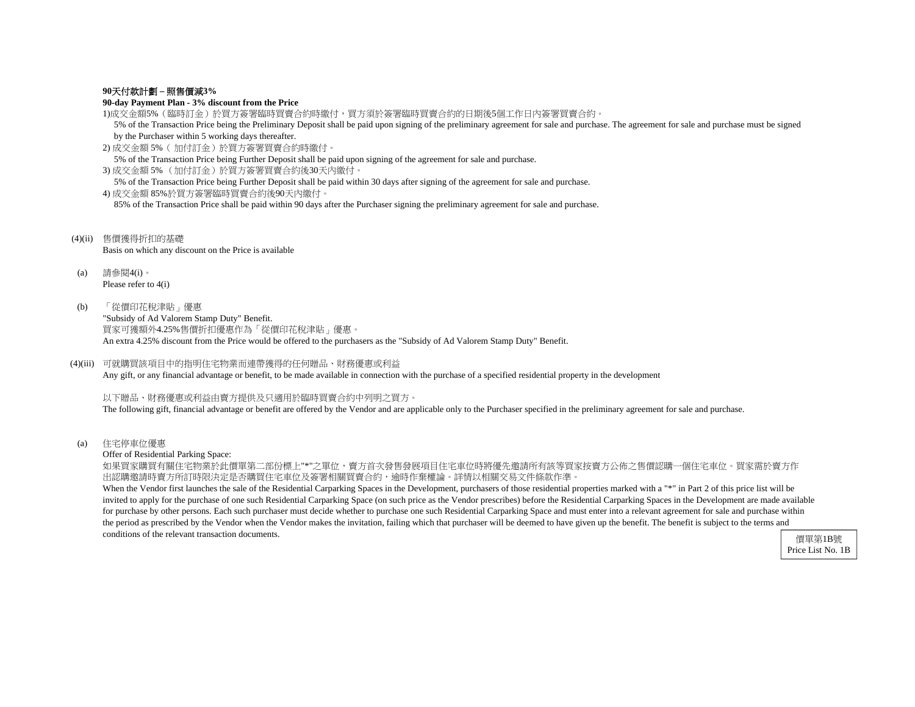**90天付款計劃 – 照售價減3%**

**90-day Payment Plan - 3% discount from the Price**

1)成交金額5%（臨時訂金）於買方簽署臨時買賣合約時繳付，買方須於簽署臨時買賣合約的日期後5個工作日內簽署買賣合約。

5% of the Transaction Price being the Preliminary Deposit shall be paid upon signing of the preliminary agreement for sale and purchase. The agreement for sale and purchase must be signed by the Purchaser within 5 working days thereafter.

2) 成交金額 5%（ 加付訂金）於買方簽署買賣合約時繳付。

5% of the Transaction Price being Further Deposit shall be paid upon signing of the agreement for sale and purchase.

3) 成交金額 5% （加付訂金）於買方簽署買賣合約後30天內繳付。

5% of the Transaction Price being Further Deposit shall be paid within 30 days after signing of the agreement for sale and purchase.

4) 成交金額 85%於買方簽署臨時買賣合約後90天內繳付。

85% of the Transaction Price shall be paid within 90 days after the Purchaser signing the preliminary agreement for sale and purchase.

(4)(ii) 售價獲得折扣的基礎

Basis on which any discount on the Price is available

(a) 請參閱4(i)。

Please refer to 4(i)

(b) 「從價印花稅津貼」優惠

"Subsidy of Ad Valorem Stamp Duty" Benefit.

買家可獲額外4.25%售價折扣優惠作為「從價印花稅津貼」優惠。

An extra 4.25% discount from the Price would be offered to the purchasers as the "Subsidy of Ad Valorem Stamp Duty" Benefit.

(4)(iii) 可就購買該項目中的指明住宅物業而連帶獲得的任何贈品、財務優惠或利益

Any gift, or any financial advantage or benefit, to be made available in connection with the purchase of a specified residential property in the development

以下贈品、財務優惠或利益由賣方提供及只適用於臨時買賣合約中列明之買方。

The following gift, financial advantage or benefit are offered by the Vendor and are applicable only to the Purchaser specified in the preliminary agreement for sale and purchase.

(a) 住宅停車位優惠

Offer of Residential Parking Space:

如果買家購買有關住宅物業於此價單第二部份標上"*"之單位，賣方首次發售發展項目住宅車位時將優先邀請所有該等買家按賣方公佈之售價認購一個住宅車位。買家需於賣方作出認購邀請時賣方所訂時限決定是否購買住宅車位及簽署相關買賣合約，逾時作棄權論。詳情以相關交易文件條款作準。

When the Vendor first launches the sale of the Residential Carparking Spaces in the Development, purchasers of those residential properties marked with a "*" in Part 2 of this price list will be invited to apply for the purchase of one such Residential Carparking Space (on such price as the Vendor prescribes) before the Residential Carparking Spaces in the Development are made available for purchase by other persons. Each such purchaser must decide whether to purchase one such Residential Carparking Space and must enter into a relevant agreement for sale and purchase within the period as prescribed by the Vendor when the Vendor makes the invitation, failing which that purchaser will be deemed to have given up the benefit. The benefit is subject to the terms and conditions of the relevant transaction documents.

價單第1B號
Price List No. 1B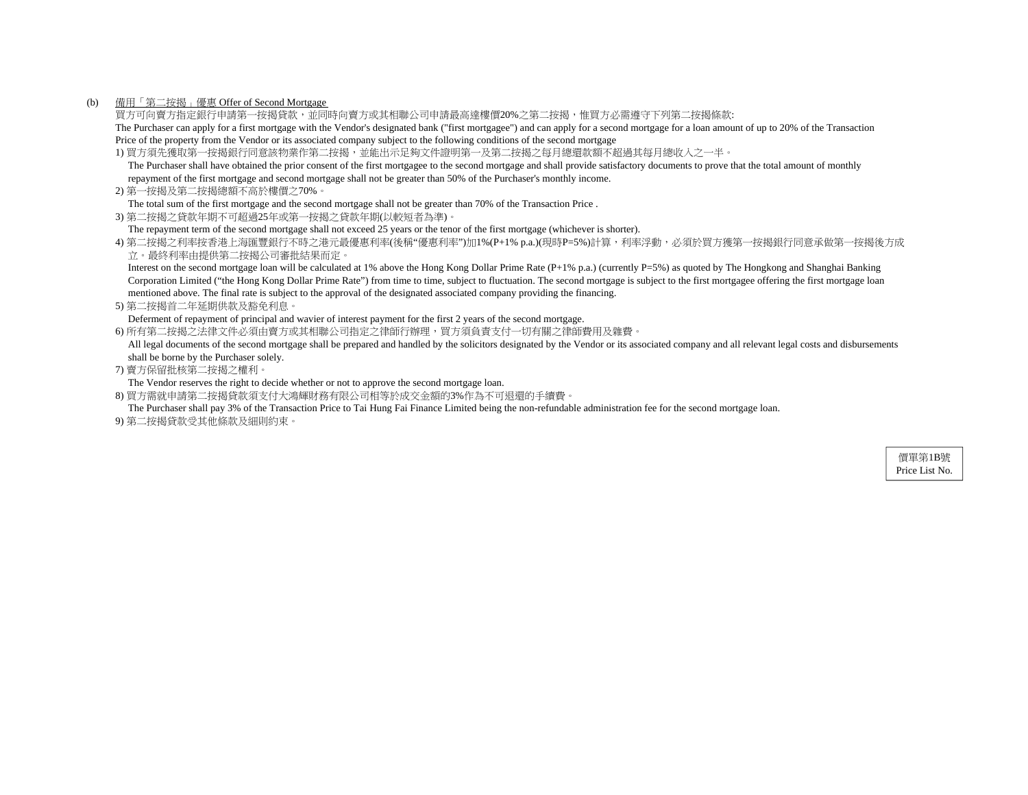(b) 備用「第二按揭」優惠 Offer of Second Mortgage

買方可向賣方指定銀行申請第一按揭貸款，並同時向賣方或其相聯公司申請最高達樓價20%之第二按揭，惟買方必需遵守下列第二按揭條款:
The Purchaser can apply for a first mortgage with the Vendor's designated bank ("first mortgagee") and can apply for a second mortgage for a loan amount of up to 20% of the Transaction Price of the property from the Vendor or its associated company subject to the following conditions of the second mortgage

1) 買方須先獲取第一按揭銀行同意該物業作第二按揭，並能出示足夠文件證明第一及第二按揭之每月總還款額不超過其每月總收入之一半。
   The Purchaser shall have obtained the prior consent of the first mortgagee to the second mortgage and shall provide satisfactory documents to prove that the total amount of monthly repayment of the first mortgage and second mortgage shall not be greater than 50% of the Purchaser's monthly income.
2) 第一按揭及第二按揭總額不高於樓價之70%。
   The total sum of the first mortgage and the second mortgage shall not be greater than 70% of the Transaction Price .
3) 第二按揭之貸款年期不可超過25年或第一按揭之貸款年期(以較短者為準)。
   The repayment term of the second mortgage shall not exceed 25 years or the tenor of the first mortgage (whichever is shorter).
4) 第二按揭之利率按香港上海匯豐銀行不時之港元最優惠利率(後稱"優惠利率")加1%(P+1% p.a.)(現時P=5%)計算，利率浮動，必須於買方獲第一按揭銀行同意承做第一按揭後方成立。最終利率由提供第二按揭公司審批結果而定。
   Interest on the second mortgage loan will be calculated at 1% above the Hong Kong Dollar Prime Rate (P+1% p.a.) (currently P=5%) as quoted by The Hongkong and Shanghai Banking Corporation Limited ("the Hong Kong Dollar Prime Rate") from time to time, subject to fluctuation. The second mortgage is subject to the first mortgagee offering the first mortgage loan mentioned above. The final rate is subject to the approval of the designated associated company providing the financing.
5) 第二按揭首二年延期供款及豁免利息。
   Deferment of repayment of principal and wavier of interest payment for the first 2 years of the second mortgage.
6) 所有第二按揭之法律文件必須由賣方或其相聯公司指定之律師行辦理，買方須負責支付一切有關之律師費用及雜費。
   All legal documents of the second mortgage shall be prepared and handled by the solicitors designated by the Vendor or its associated company and all relevant legal costs and disbursements shall be borne by the Purchaser solely.
7) 賣方保留批核第二按揭之權利。
   The Vendor reserves the right to decide whether or not to approve the second mortgage loan.
8) 買方需就申請第二按揭貸款須支付大鴻輝財務有限公司相等於成交金額的3%作為不可退還的手續費。
   The Purchaser shall pay 3% of the Transaction Price to Tai Hung Fai Finance Limited being the non-refundable administration fee for the second mortgage loan.
9) 第二按揭貸款受其他條款及細則約束。

價單第1B號
Price List No.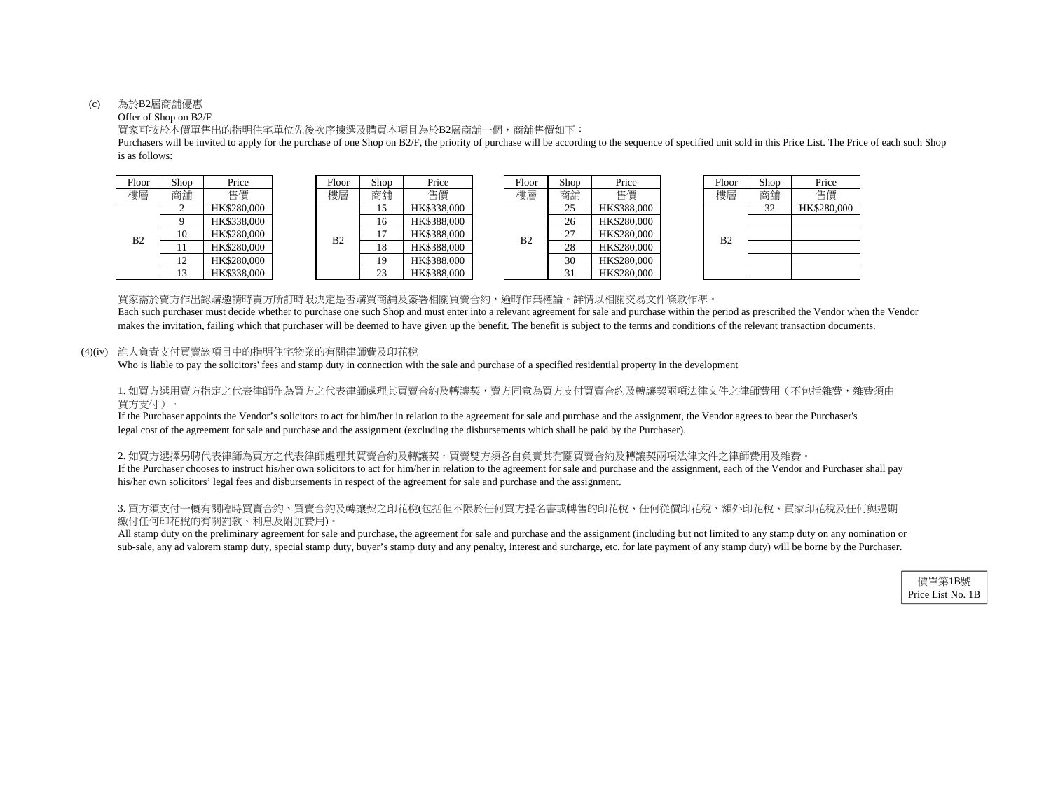(c) 為於B2層商舖優惠

Offer of Shop on B2/F

買家可按於本價單售出的指明住宅單位先後次序揀選及購買本項目為於B2層商舖一個，商舖售價如下：

Purchasers will be invited to apply for the purchase of one Shop on B2/F, the priority of purchase will be according to the sequence of specified unit sold in this Price List. The Price of each such Shop is as follows:

| Floor 樓層 | Shop 商舖 | Price 售價 |
|---|---|---|
| B2 | 2 | HK$280,000 |
| | 9 | HK$338,000 |
| | 10 | HK$280,000 |
| | 11 | HK$280,000 |
| | 12 | HK$280,000 |
| | 13 | HK$338,000 |

| Floor 樓層 | Shop 商舖 | Price 售價 |
|---|---|---|
| B2 | 15 | HK$338,000 |
| | 16 | HK$388,000 |
| | 17 | HK$388,000 |
| | 18 | HK$388,000 |
| | 19 | HK$388,000 |
| | 23 | HK$388,000 |

| Floor 樓層 | Shop 商舖 | Price 售價 |
|---|---|---|
| B2 | 25 | HK$388,000 |
| | 26 | HK$280,000 |
| | 27 | HK$280,000 |
| | 28 | HK$280,000 |
| | 30 | HK$280,000 |
| | 31 | HK$280,000 |

| Floor 樓層 | Shop 商舖 | Price 售價 |
|---|---|---|
| B2 | 32 | HK$280,000 |
| | | |
| | | |
| | | |
| | | |
| | | |

買家需於賣方作出認購邀請時賣方所訂時限決定是否購買商舖及簽署相關買賣合約，逾時作棄權論。詳情以相關交易文件條款作準。

Each such purchaser must decide whether to purchase one such Shop and must enter into a relevant agreement for sale and purchase within the period as prescribed the Vendor when the Vendor makes the invitation, failing which that purchaser will be deemed to have given up the benefit. The benefit is subject to the terms and conditions of the relevant transaction documents.

(4)(iv) 誰人負責支付買賣該項目中的指明住宅物業的有關律師費及印花稅

Who is liable to pay the solicitors' fees and stamp duty in connection with the sale and purchase of a specified residential property in the development

1. 如買方選用賣方指定之代表律師作為買方之代表律師處理其買賣合約及轉讓契，賣方同意為買方支付買賣合約及轉讓契兩項法律文件之律師費用（不包括雜費，雜費須由買方支付）。

If the Purchaser appoints the Vendor's solicitors to act for him/her in relation to the agreement for sale and purchase and the assignment, the Vendor agrees to bear the Purchaser's legal cost of the agreement for sale and purchase and the assignment (excluding the disbursements which shall be paid by the Purchaser).

2. 如買方選擇另聘代表律師為買方之代表律師處理其買賣合約及轉讓契，買賣雙方須各自負責其有關買賣合約及轉讓契兩項法律文件之律師費用及雜費。

If the Purchaser chooses to instruct his/her own solicitors to act for him/her in relation to the agreement for sale and purchase and the assignment, each of the Vendor and Purchaser shall pay his/her own solicitors' legal fees and disbursements in respect of the agreement for sale and purchase and the assignment.

3. 買方須支付一概有關臨時買賣合約、買賣合約及轉讓契之印花稅(包括但不限於任何買方提名書或轉售的印花稅、任何從價印花稅、額外印花稅、買家印花稅及任何與過期繳付任何印花稅的有關罰款、利息及附加費用)。

All stamp duty on the preliminary agreement for sale and purchase, the agreement for sale and purchase and the assignment (including but not limited to any stamp duty on any nomination or sub-sale, any ad valorem stamp duty, special stamp duty, buyer's stamp duty and any penalty, interest and surcharge, etc. for late payment of any stamp duty) will be borne by the Purchaser.

價單第1B號
Price List No. 1B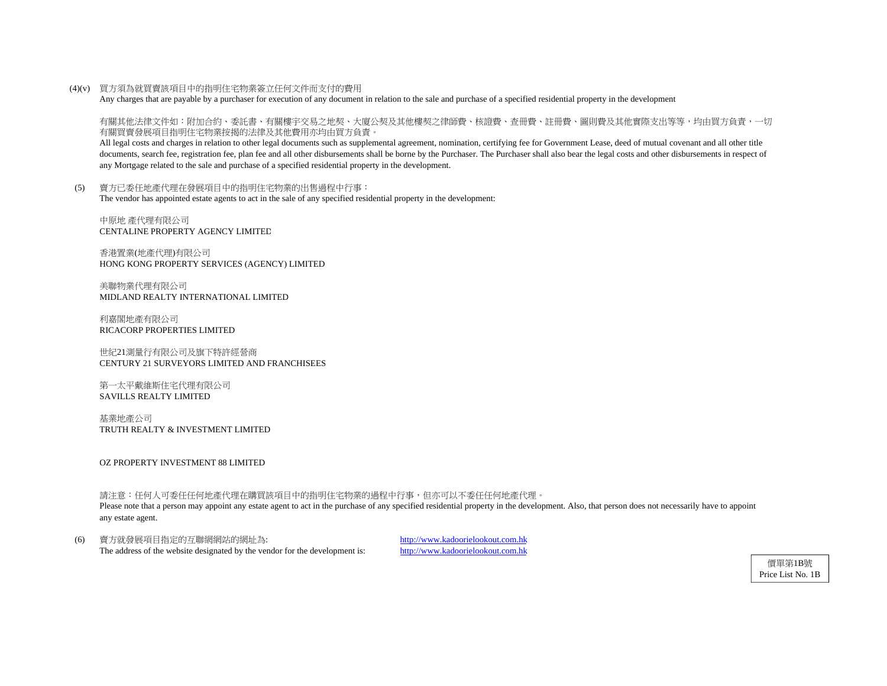(4)(v) 買方須為就買賣該項目中的指明住宅物業簽立任何文件而支付的費用
Any charges that are payable by a purchaser for execution of any document in relation to the sale and purchase of a specified residential property in the development

有關其他法律文件如：附加合約、委託書、有關樓宇交易之地契、大廈公契及其他樓契之律師費、核證費、查冊費、註冊費、圖則費及其他實際支出等等，均由買方負責，一切有關買賣發展項目指明住宅物業按揭的法律及其他費用亦均由買方負責。
All legal costs and charges in relation to other legal documents such as supplemental agreement, nomination, certifying fee for Government Lease, deed of mutual covenant and all other title documents, search fee, registration fee, plan fee and all other disbursements shall be borne by the Purchaser. The Purchaser shall also bear the legal costs and other disbursements in respect of any Mortgage related to the sale and purchase of a specified residential property in the development.

(5) 賣方已委任地產代理在發展項目中的指明住宅物業的出售過程中行事：
The vendor has appointed estate agents to act in the sale of any specified residential property in the development:

中原地 產代理有限公司
CENTALINE PROPERTY AGENCY LIMITED

香港置業(地產代理)有限公司
HONG KONG PROPERTY SERVICES (AGENCY) LIMITED

美聯物業代理有限公司
MIDLAND REALTY INTERNATIONAL LIMITED

利嘉閣地產有限公司
RICACORP PROPERTIES LIMITED

世紀21測量行有限公司及旗下特許經營商
CENTURY 21 SURVEYORS LIMITED AND FRANCHISEES

第一太平戴維斯住宅代理有限公司
SAVILLS REALTY LIMITED

基業地產公司
TRUTH REALTY & INVESTMENT LIMITED

OZ PROPERTY INVESTMENT 88 LIMITED

請注意：任何人可委任任何地產代理在購買該項目中的指明住宅物業的過程中行事，但亦可以不委任任何地產代理。
Please note that a person may appoint any estate agent to act in the purchase of any specified residential property in the development. Also, that person does not necessarily have to appoint any estate agent.

(6) 賣方就發展項目指定的互聯網網站的網址為: http://www.kadoorielookout.com.hk
The address of the website designated by the vendor for the development is: http://www.kadoorielookout.com.hk

價單第1B號
Price List No. 1B